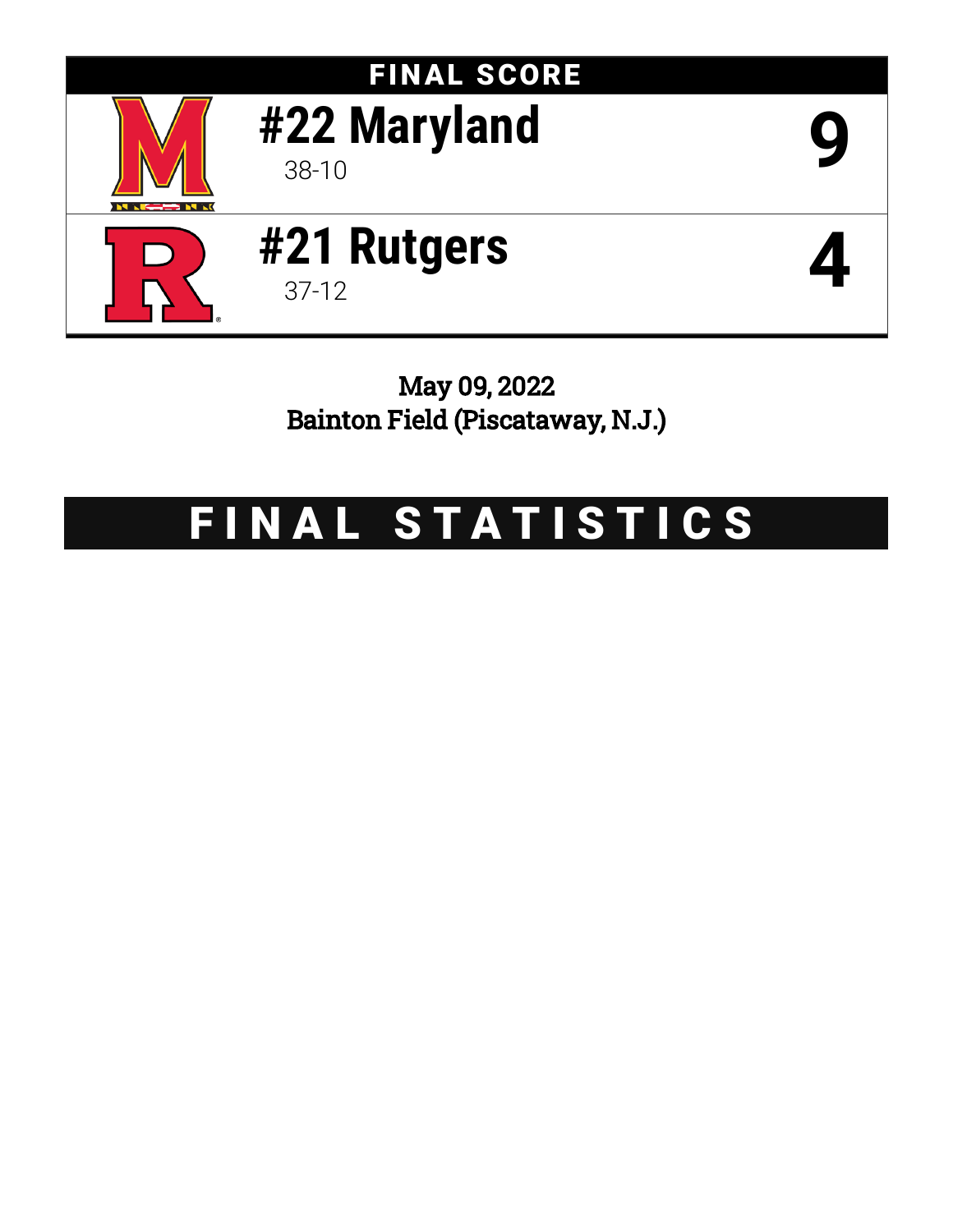## FINAL SCORE

| Team | Record | Score |
|---|---|---|
| #22 Maryland | 38-10 | 9 |
| #21 Rutgers | 37-12 | 4 |

May 09, 2022
Bainton Field (Piscataway, N.J.)

# FINAL STATISTICS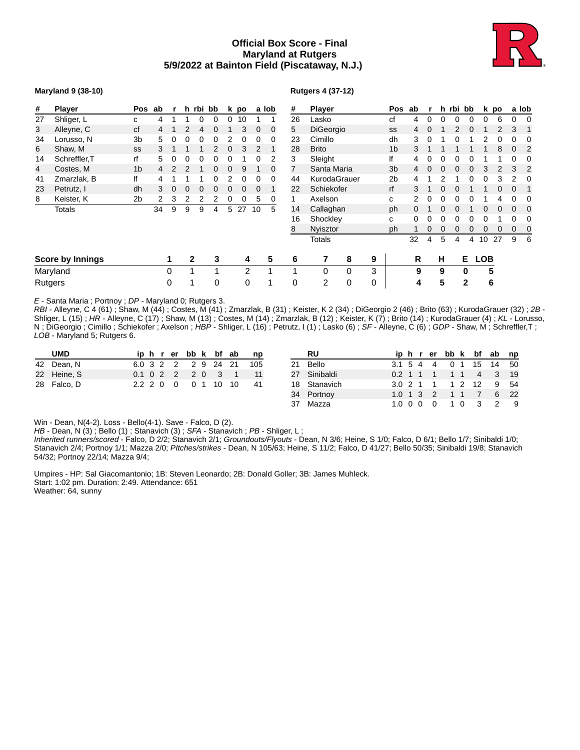# Official Box Score - Final
## Maryland at Rutgers
## 5/9/2022 at Bainton Field (Piscataway, N.J.)

**Maryland 9 (38-10)**

| # | Player | Pos | ab | r | h | rbi | bb | k | po | a | lob |
|---|---|---|---|---|---|---|---|---|---|---|---|
| 27 | Shliger, L | c | 4 | 1 | 1 | 0 | 0 | 0 | 10 | 1 | 1 |
| 3 | Alleyne, C | cf | 4 | 1 | 2 | 4 | 0 | 1 | 3 | 0 | 0 |
| 34 | Lorusso, N | 3b | 5 | 0 | 0 | 0 | 0 | 2 | 0 | 0 | 0 |
| 6 | Shaw, M | ss | 3 | 1 | 1 | 1 | 2 | 0 | 3 | 2 | 1 |
| 14 | Schreffler,T | rf | 5 | 0 | 0 | 0 | 0 | 0 | 1 | 0 | 2 |
| 4 | Costes, M | 1b | 4 | 2 | 2 | 1 | 0 | 0 | 9 | 1 | 0 |
| 41 | Zmarzlak, B | lf | 4 | 1 | 1 | 1 | 0 | 2 | 0 | 0 | 0 |
| 23 | Petrutz, I | dh | 3 | 0 | 0 | 0 | 0 | 0 | 0 | 0 | 1 |
| 8 | Keister, K | 2b | 2 | 3 | 2 | 2 | 2 | 0 | 0 | 5 | 0 |
| | Totals | | 34 | 9 | 9 | 9 | 4 | 5 | 27 | 10 | 5 |

**Rutgers 4 (37-12)**

| # | Player | Pos | ab | r | h | rbi | bb | k | po | a | lob |
|---|---|---|---|---|---|---|---|---|---|---|---|
| 26 | Lasko | cf | 4 | 0 | 0 | 0 | 0 | 0 | 6 | 0 | 0 |
| 5 | DiGeorgio | ss | 4 | 0 | 1 | 2 | 0 | 1 | 2 | 3 | 1 |
| 23 | Cimillo | dh | 3 | 0 | 1 | 0 | 1 | 2 | 0 | 0 | 0 |
| 28 | Brito | 1b | 3 | 1 | 1 | 1 | 1 | 1 | 8 | 0 | 2 |
| 3 | Sleight | lf | 4 | 0 | 0 | 0 | 0 | 1 | 1 | 0 | 0 |
| 7 | Santa Maria | 3b | 4 | 0 | 0 | 0 | 0 | 3 | 2 | 3 | 2 |
| 44 | KurodaGrauer | 2b | 4 | 1 | 2 | 1 | 0 | 0 | 3 | 2 | 0 |
| 22 | Schiekofer | rf | 3 | 1 | 0 | 0 | 1 | 1 | 0 | 0 | 1 |
| 1 | Axelson | c | 2 | 0 | 0 | 0 | 0 | 1 | 4 | 0 | 0 |
| 14 | Callaghan | ph | 0 | 1 | 0 | 0 | 1 | 0 | 0 | 0 | 0 |
| 16 | Shockley | c | 0 | 0 | 0 | 0 | 0 | 0 | 1 | 0 | 0 |
| 8 | Nyisztor | ph | 1 | 0 | 0 | 0 | 0 | 0 | 0 | 0 | 0 |
| | Totals | | 32 | 4 | 5 | 4 | 4 | 10 | 27 | 9 | 6 |

| Score by Innings | 1 | 2 | 3 | 4 | 5 | 6 | 7 | 8 | 9 | R | H | E | LOB |
|---|---|---|---|---|---|---|---|---|---|---|---|---|---|
| Maryland | 0 | 1 | 1 | 2 | 1 | 1 | 0 | 0 | 3 | 9 | 9 | 0 | 5 |
| Rutgers | 0 | 1 | 0 | 0 | 1 | 0 | 2 | 0 | 0 | 4 | 5 | 2 | 6 |

*E* - Santa Maria ; Portnoy ; *DP* - Maryland 0; Rutgers 3.
*RBI* - Alleyne, C 4 (61) ; Shaw, M (44) ; Costes, M (41) ; Zmarzlak, B (31) ; Keister, K 2 (34) ; DiGeorgio 2 (46) ; Brito (63) ; KurodaGrauer (32) ; *2B* - Shliger, L (15) ; *HR* - Alleyne, C (17) ; Shaw, M (13) ; Costes, M (14) ; Zmarzlak, B (12) ; Keister, K (7) ; Brito (14) ; KurodaGrauer (4) ; *KL* - Lorusso, N ; DiGeorgio ; Cimillo ; Schiekofer ; Axelson ; *HBP* - Shliger, L (16) ; Petrutz, I (1) ; Lasko (6) ; *SF* - Alleyne, C (6) ; *GDP* - Shaw, M ; Schreffler,T ; *LOB* - Maryland 5; Rutgers 6.

| | UMD | ip | h | r | er | bb | k | bf | ab | np |
|---|---|---|---|---|---|---|---|---|---|---|
| 42 | Dean, N | 6.0 | 3 | 2 | 2 | 2 | 9 | 24 | 21 | 105 |
| 22 | Heine, S | 0.1 | 0 | 2 | 2 | 2 | 0 | 3 | 1 | 11 |
| 28 | Falco, D | 2.2 | 2 | 0 | 0 | 0 | 1 | 10 | 10 | 41 |

| | RU | ip | h | r | er | bb | k | bf | ab | np |
|---|---|---|---|---|---|---|---|---|---|---|
| 21 | Bello | 3.1 | 5 | 4 | 4 | 0 | 1 | 15 | 14 | 50 |
| 27 | Sinibaldi | 0.2 | 1 | 1 | 1 | 1 | 1 | 4 | 3 | 19 |
| 18 | Stanavich | 3.0 | 2 | 1 | 1 | 1 | 2 | 12 | 9 | 54 |
| 34 | Portnoy | 1.0 | 1 | 3 | 2 | 1 | 1 | 7 | 6 | 22 |
| 37 | Mazza | 1.0 | 0 | 0 | 0 | 1 | 0 | 3 | 2 | 9 |

Win - Dean, N(4-2). Loss - Bello(4-1). Save - Falco, D (2).
*HB* - Dean, N (3) ; Bello (1) ; Stanavich (3) ; *SFA* - Stanavich ; *PB* - Shliger, L ;
*Inherited runners/scored* - Falco, D 2/2; Stanavich 2/1; *Groundouts/Flyouts* - Dean, N 3/6; Heine, S 1/0; Falco, D 6/1; Bello 1/7; Sinibaldi 1/0; Stanavich 2/4; Portnoy 1/1; Mazza 2/0; *PItches/strikes* - Dean, N 105/63; Heine, S 11/2; Falco, D 41/27; Bello 50/35; Sinibaldi 19/8; Stanavich 54/32; Portnoy 22/14; Mazza 9/4;

Umpires - HP: Sal Giacomantonio; 1B: Steven Leonardo; 2B: Donald Goller; 3B: James Muhleck.
Start: 1:02 pm. Duration: 2:49. Attendance: 651
Weather: 64, sunny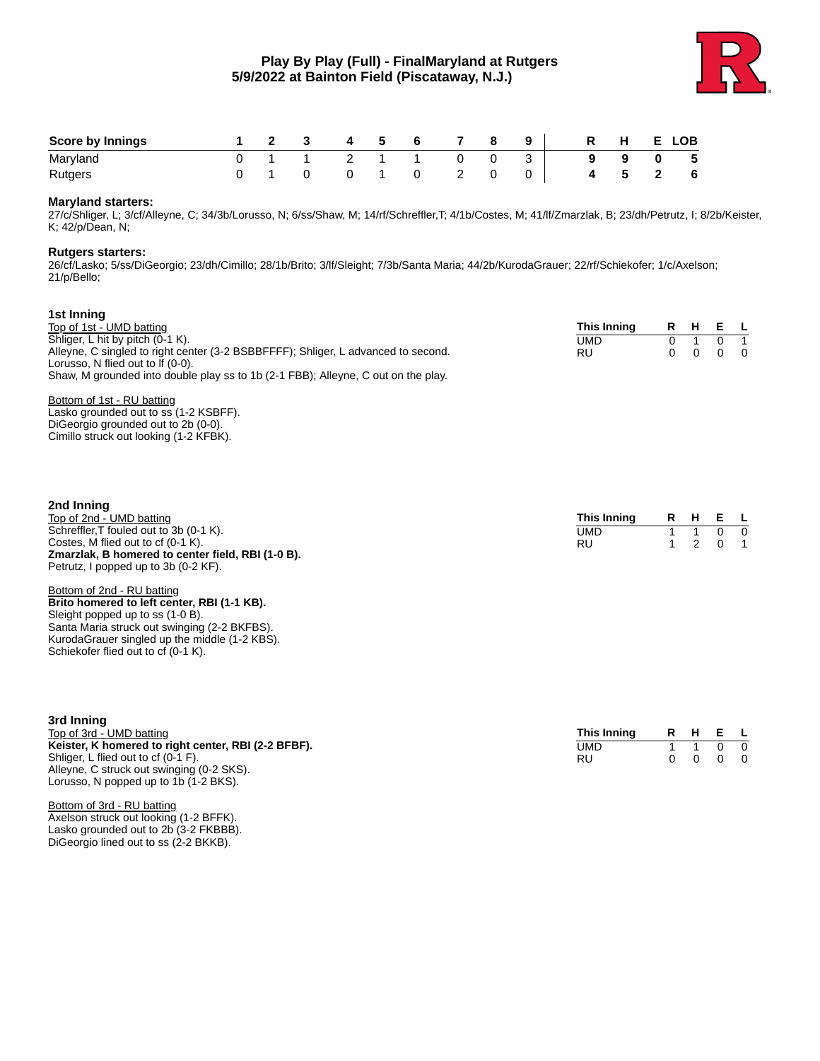# Play By Play (Full) - FinalMaryland at Rutgers
## 5/9/2022 at Bainton Field (Piscataway, N.J.)

| Score by Innings | 1 | 2 | 3 | 4 | 5 | 6 | 7 | 8 | 9 | R | H | E | LOB |
|---|---|---|---|---|---|---|---|---|---|---|---|---|---|
| Maryland | 0 | 1 | 1 | 2 | 1 | 1 | 0 | 0 | 3 | 9 | 9 | 0 | 5 |
| Rutgers | 0 | 1 | 0 | 0 | 1 | 0 | 2 | 0 | 0 | 4 | 5 | 2 | 6 |

**Maryland starters:**
27/c/Shliger, L; 3/cf/Alleyne, C; 34/3b/Lorusso, N; 6/ss/Shaw, M; 14/rf/Schreffler,T; 4/1b/Costes, M; 41/lf/Zmarzlak, B; 23/dh/Petrutz, I; 8/2b/Keister, K; 42/p/Dean, N;

**Rutgers starters:**
26/cf/Lasko; 5/ss/DiGeorgio; 23/dh/Cimillo; 28/1b/Brito; 3/lf/Sleight; 7/3b/Santa Maria; 44/2b/KurodaGrauer; 22/rf/Schiekofer; 1/c/Axelson; 21/p/Bello;

### 1st Inning

Top of 1st - UMD batting
Shliger, L hit by pitch (0-1 K).
Alleyne, C singled to right center (3-2 BSBBFFFF); Shliger, L advanced to second.
Lorusso, N flied out to lf (0-0).
Shaw, M grounded into double play ss to 1b (2-1 FBB); Alleyne, C out on the play.

| This Inning | R | H | E | L |
|---|---|---|---|---|
| UMD | 0 | 1 | 0 | 1 |
| RU | 0 | 0 | 0 | 0 |

Bottom of 1st - RU batting
Lasko grounded out to ss (1-2 KSBFF).
DiGeorgio grounded out to 2b (0-0).
Cimillo struck out looking (1-2 KFBK).

### 2nd Inning

Top of 2nd - UMD batting
Schreffler,T fouled out to 3b (0-1 K).
Costes, M flied out to cf (0-1 K).
**Zmarzlak, B homered to center field, RBI (1-0 B).**
Petrutz, I popped up to 3b (0-2 KF).

| This Inning | R | H | E | L |
|---|---|---|---|---|
| UMD | 1 | 1 | 0 | 0 |
| RU | 1 | 2 | 0 | 1 |

Bottom of 2nd - RU batting
**Brito homered to left center, RBI (1-1 KB).**
Sleight popped up to ss (1-0 B).
Santa Maria struck out swinging (2-2 BKFBS).
KurodaGrauer singled up the middle (1-2 KBS).
Schiekofer flied out to cf (0-1 K).

### 3rd Inning

Top of 3rd - UMD batting
**Keister, K homered to right center, RBI (2-2 BFBF).**
Shliger, L flied out to cf (0-1 F).
Alleyne, C struck out swinging (0-2 SKS).
Lorusso, N popped up to 1b (1-2 BKS).

| This Inning | R | H | E | L |
|---|---|---|---|---|
| UMD | 1 | 1 | 0 | 0 |
| RU | 0 | 0 | 0 | 0 |

Bottom of 3rd - RU batting
Axelson struck out looking (1-2 BFFK).
Lasko grounded out to 2b (3-2 FKBBB).
DiGeorgio lined out to ss (2-2 BKKB).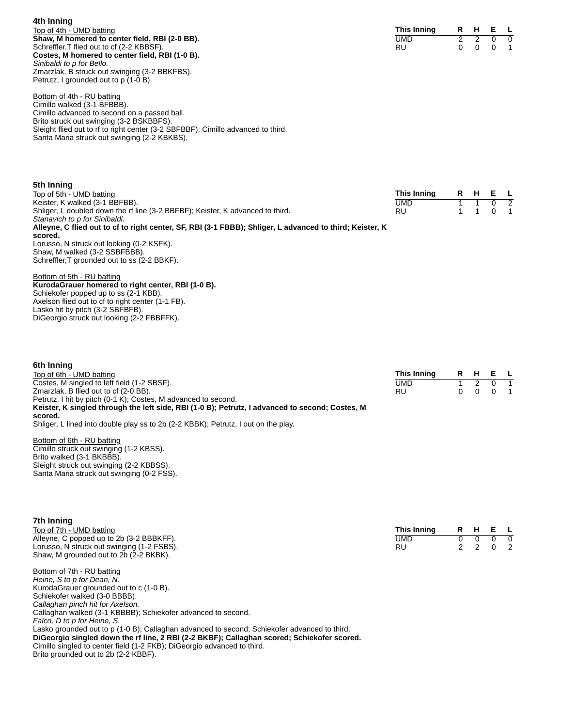### 4th Inning

Top of 4th - UMD batting

**Shaw, M homered to center field, RBI (2-0 BB).**
Schreffler,T flied out to cf (2-2 KBBSF).
**Costes, M homered to center field, RBI (1-0 B).**
*Sinibaldi to p for Bello.*
Zmarzlak, B struck out swinging (3-2 BBKFBS).
Petrutz, I grounded out to p (1-0 B).

Bottom of 4th - RU batting

Cimillo walked (3-1 BFBBB).
Cimillo advanced to second on a passed ball.
Brito struck out swinging (3-2 BSKBBFS).
Sleight flied out to rf to right center (3-2 SBFBBF); Cimillo advanced to third.
Santa Maria struck out swinging (2-2 KBKBS).

| This Inning | R | H | E | L |
|---|---|---|---|---|
| UMD | 2 | 2 | 0 | 0 |
| RU | 0 | 0 | 0 | 1 |

### 5th Inning

Top of 5th - UMD batting

Keister, K walked (3-1 BBFBB).
Shliger, L doubled down the rf line (3-2 BBFBF); Keister, K advanced to third.
*Stanavich to p for Sinibaldi.*
**Alleyne, C flied out to cf to right center, SF, RBI (3-1 FBBB); Shliger, L advanced to third; Keister, K scored.**
Lorusso, N struck out looking (0-2 KSFK).
Shaw, M walked (3-2 SSBFBBB).
Schreffler,T grounded out to ss (2-2 BBKF).

Bottom of 5th - RU batting

**KurodaGrauer homered to right center, RBI (1-0 B).**
Schiekofer popped up to ss (2-1 KBB).
Axelson flied out to cf to right center (1-1 FB).
Lasko hit by pitch (3-2 SBFBFB).
DiGeorgio struck out looking (2-2 FBBFFK).

| This Inning | R | H | E | L |
|---|---|---|---|---|
| UMD | 1 | 1 | 0 | 2 |
| RU | 1 | 1 | 0 | 1 |

### 6th Inning

Top of 6th - UMD batting

Costes, M singled to left field (1-2 SBSF).
Zmarzlak, B flied out to cf (2-0 BB).
Petrutz, I hit by pitch (0-1 K); Costes, M advanced to second.
**Keister, K singled through the left side, RBI (1-0 B); Petrutz, I advanced to second; Costes, M scored.**
Shliger, L lined into double play ss to 2b (2-2 KBBK); Petrutz, I out on the play.

Bottom of 6th - RU batting

Cimillo struck out swinging (1-2 KBSS).
Brito walked (3-1 BKBBB).
Sleight struck out swinging (2-2 KBBSS).
Santa Maria struck out swinging (0-2 FSS).

| This Inning | R | H | E | L |
|---|---|---|---|---|
| UMD | 1 | 2 | 0 | 1 |
| RU | 0 | 0 | 0 | 1 |

### 7th Inning

Top of 7th - UMD batting

Alleyne, C popped up to 2b (3-2 BBBKFF).
Lorusso, N struck out swinging (1-2 FSBS).
Shaw, M grounded out to 2b (2-2 BKBK).

Bottom of 7th - RU batting

*Heine, S to p for Dean, N.*
KurodaGrauer grounded out to c (1-0 B).
Schiekofer walked (3-0 BBBB).
*Callaghan pinch hit for Axelson.*
Callaghan walked (3-1 KBBBB); Schiekofer advanced to second.
*Falco, D to p for Heine, S.*
Lasko grounded out to p (1-0 B); Callaghan advanced to second; Schiekofer advanced to third.
**DiGeorgio singled down the rf line, 2 RBI (2-2 BKBF); Callaghan scored; Schiekofer scored.**
Cimillo singled to center field (1-2 FKB); DiGeorgio advanced to third.
Brito grounded out to 2b (2-2 KBBF).

| This Inning | R | H | E | L |
|---|---|---|---|---|
| UMD | 0 | 0 | 0 | 0 |
| RU | 2 | 2 | 0 | 2 |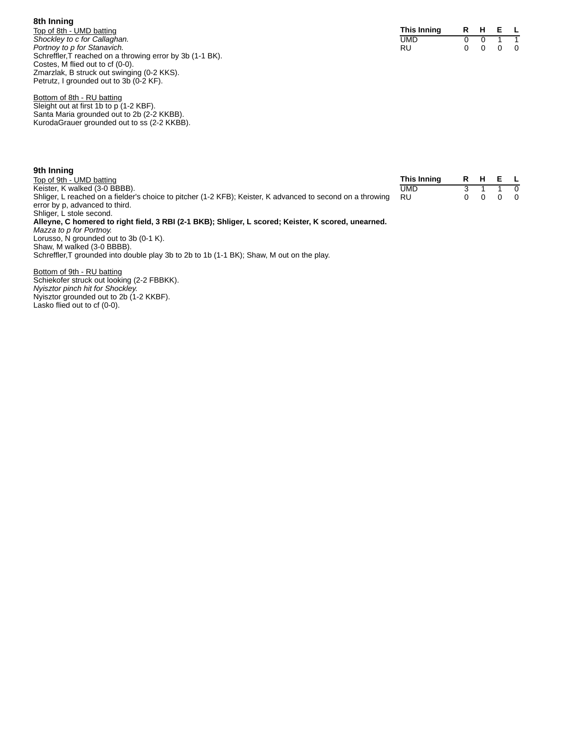### 8th Inning

Top of 8th - UMD batting

| This Inning | R | H | E | L |
|---|---|---|---|---|
| UMD | 0 | 0 | 1 | 1 |
| RU | 0 | 0 | 0 | 0 |

*Shockley to c for Callaghan.*
*Portnoy to p for Stanavich.*
Schreffler,T reached on a throwing error by 3b (1-1 BK).
Costes, M flied out to cf (0-0).
Zmarzlak, B struck out swinging (0-2 KKS).
Petrutz, I grounded out to 3b (0-2 KF).

Bottom of 8th - RU batting

Sleight out at first 1b to p (1-2 KBF).
Santa Maria grounded out to 2b (2-2 KKBB).
KurodaGrauer grounded out to ss (2-2 KKBB).

### 9th Inning

Top of 9th - UMD batting

| This Inning | R | H | E | L |
|---|---|---|---|---|
| UMD | 3 | 1 | 1 | 0 |
| RU | 0 | 0 | 0 | 0 |

Keister, K walked (3-0 BBBB).
Shliger, L reached on a fielder's choice to pitcher (1-2 KFB); Keister, K advanced to second on a throwing error by p, advanced to third.
Shliger, L stole second.
**Alleyne, C homered to right field, 3 RBI (2-1 BKB); Shliger, L scored; Keister, K scored, unearned.**
*Mazza to p for Portnoy.*
Lorusso, N grounded out to 3b (0-1 K).
Shaw, M walked (3-0 BBBB).
Schreffler,T grounded into double play 3b to 2b to 1b (1-1 BK); Shaw, M out on the play.

Bottom of 9th - RU batting

Schiekofer struck out looking (2-2 FBBKK).
*Nyisztor pinch hit for Shockley.*
Nyisztor grounded out to 2b (1-2 KKBF).
Lasko flied out to cf (0-0).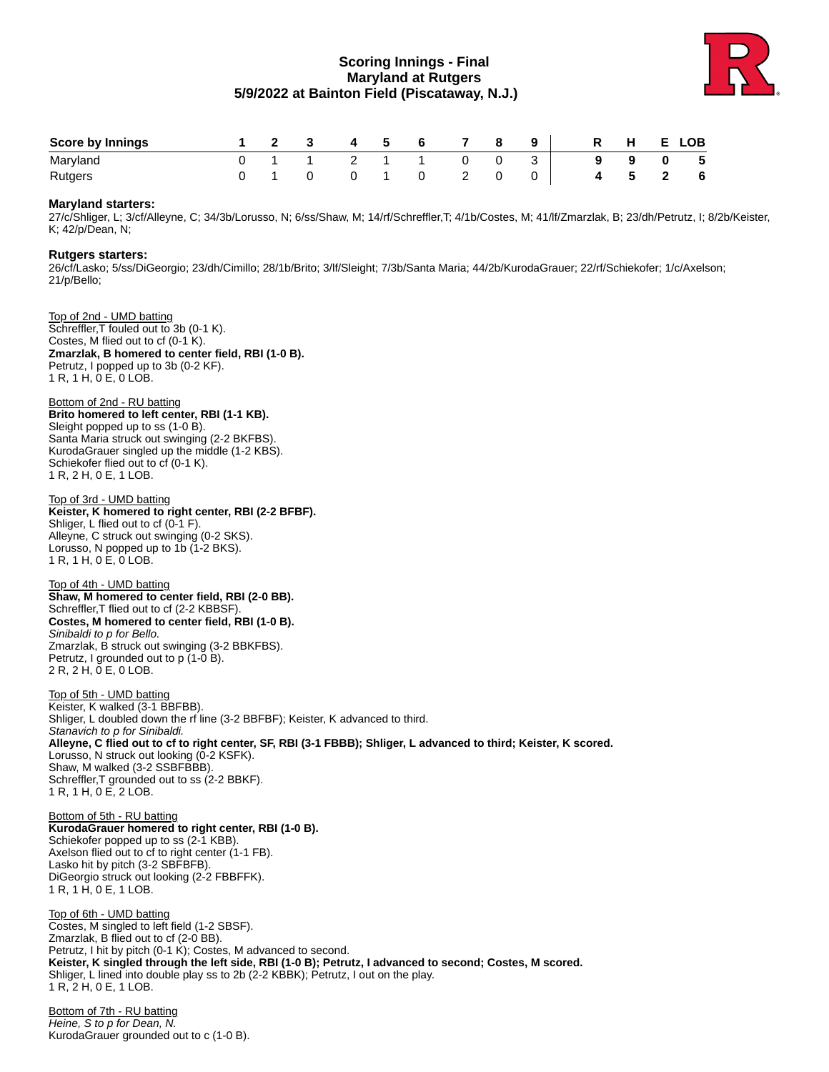# Scoring Innings - Final
## Maryland at Rutgers
## 5/9/2022 at Bainton Field (Piscataway, N.J.)

| Score by Innings | 1 | 2 | 3 | 4 | 5 | 6 | 7 | 8 | 9 | R | H | E | LOB |
|---|---|---|---|---|---|---|---|---|---|---|---|---|---|
| Maryland | 0 | 1 | 1 | 2 | 1 | 1 | 0 | 0 | 3 | 9 | 9 | 0 | 5 |
| Rutgers | 0 | 1 | 0 | 0 | 1 | 0 | 2 | 0 | 0 | 4 | 5 | 2 | 6 |

**Maryland starters:**
27/c/Shliger, L; 3/cf/Alleyne, C; 34/3b/Lorusso, N; 6/ss/Shaw, M; 14/rf/Schreffler,T; 4/1b/Costes, M; 41/lf/Zmarzlak, B; 23/dh/Petrutz, I; 8/2b/Keister, K; 42/p/Dean, N;

**Rutgers starters:**
26/cf/Lasko; 5/ss/DiGeorgio; 23/dh/Cimillo; 28/1b/Brito; 3/lf/Sleight; 7/3b/Santa Maria; 44/2b/KurodaGrauer; 22/rf/Schiekofer; 1/c/Axelson; 21/p/Bello;

Top of 2nd - UMD batting
Schreffler,T fouled out to 3b (0-1 K).
Costes, M flied out to cf (0-1 K).
**Zmarzlak, B homered to center field, RBI (1-0 B).**
Petrutz, I popped up to 3b (0-2 KF).
1 R, 1 H, 0 E, 0 LOB.

Bottom of 2nd - RU batting
**Brito homered to left center, RBI (1-1 KB).**
Sleight popped up to ss (1-0 B).
Santa Maria struck out swinging (2-2 BKFBS).
KurodaGrauer singled up the middle (1-2 KBS).
Schiekofer flied out to cf (0-1 K).
1 R, 2 H, 0 E, 1 LOB.

Top of 3rd - UMD batting
**Keister, K homered to right center, RBI (2-2 BFBF).**
Shliger, L flied out to cf (0-1 F).
Alleyne, C struck out swinging (0-2 SKS).
Lorusso, N popped up to 1b (1-2 BKS).
1 R, 1 H, 0 E, 0 LOB.

Top of 4th - UMD batting
**Shaw, M homered to center field, RBI (2-0 BB).**
Schreffler,T flied out to cf (2-2 KBBSF).
**Costes, M homered to center field, RBI (1-0 B).**
*Sinibaldi to p for Bello.*
Zmarzlak, B struck out swinging (3-2 BBKFBS).
Petrutz, I grounded out to p (1-0 B).
2 R, 2 H, 0 E, 0 LOB.

Top of 5th - UMD batting
Keister, K walked (3-1 BBFBB).
Shliger, L doubled down the rf line (3-2 BBFBF); Keister, K advanced to third.
*Stanavich to p for Sinibaldi.*
**Alleyne, C flied out to cf to right center, SF, RBI (3-1 FBBB); Shliger, L advanced to third; Keister, K scored.**
Lorusso, N struck out looking (0-2 KSFK).
Shaw, M walked (3-2 SSBFBBB).
Schreffler,T grounded out to ss (2-2 BBKF).
1 R, 1 H, 0 E, 2 LOB.

Bottom of 5th - RU batting
**KurodaGrauer homered to right center, RBI (1-0 B).**
Schiekofer popped up to ss (2-1 KBB).
Axelson flied out to cf to right center (1-1 FB).
Lasko hit by pitch (3-2 SBFBFB).
DiGeorgio struck out looking (2-2 FBBFFK).
1 R, 1 H, 0 E, 1 LOB.

Top of 6th - UMD batting
Costes, M singled to left field (1-2 SBSF).
Zmarzlak, B flied out to cf (2-0 BB).
Petrutz, I hit by pitch (0-1 K); Costes, M advanced to second.
**Keister, K singled through the left side, RBI (1-0 B); Petrutz, I advanced to second; Costes, M scored.**
Shliger, L lined into double play ss to 2b (2-2 KBBK); Petrutz, I out on the play.
1 R, 2 H, 0 E, 1 LOB.

Bottom of 7th - RU batting
*Heine, S to p for Dean, N.*
KurodaGrauer grounded out to c (1-0 B).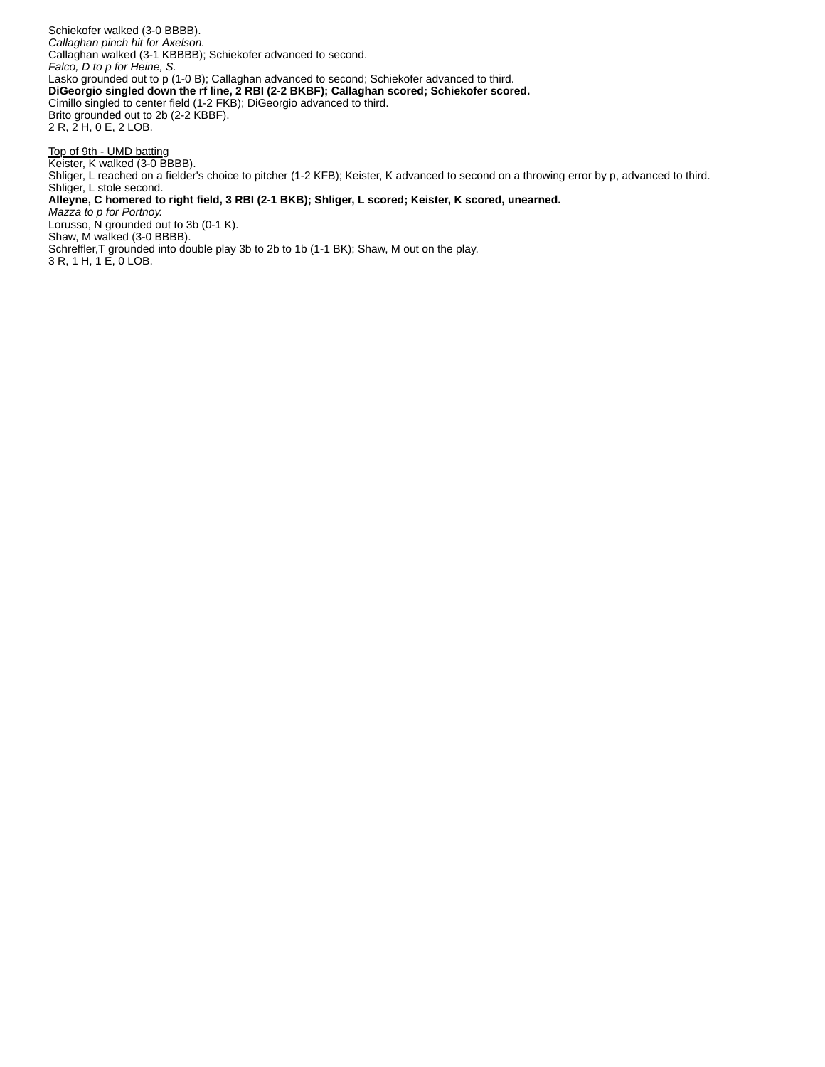Schiekofer walked (3-0 BBBB).
*Callaghan pinch hit for Axelson.*
Callaghan walked (3-1 KBBBB); Schiekofer advanced to second.
*Falco, D to p for Heine, S.*
Lasko grounded out to p (1-0 B); Callaghan advanced to second; Schiekofer advanced to third.
**DiGeorgio singled down the rf line, 2 RBI (2-2 BKBF); Callaghan scored; Schiekofer scored.**
Cimillo singled to center field (1-2 FKB); DiGeorgio advanced to third.
Brito grounded out to 2b (2-2 KBBF).
2 R, 2 H, 0 E, 2 LOB.

Top of 9th - UMD batting
Keister, K walked (3-0 BBBB).
Shliger, L reached on a fielder's choice to pitcher (1-2 KFB); Keister, K advanced to second on a throwing error by p, advanced to third.
Shliger, L stole second.
**Alleyne, C homered to right field, 3 RBI (2-1 BKB); Shliger, L scored; Keister, K scored, unearned.**
*Mazza to p for Portnoy.*
Lorusso, N grounded out to 3b (0-1 K).
Shaw, M walked (3-0 BBBB).
Schreffler,T grounded into double play 3b to 2b to 1b (1-1 BK); Shaw, M out on the play.
3 R, 1 H, 1 E, 0 LOB.